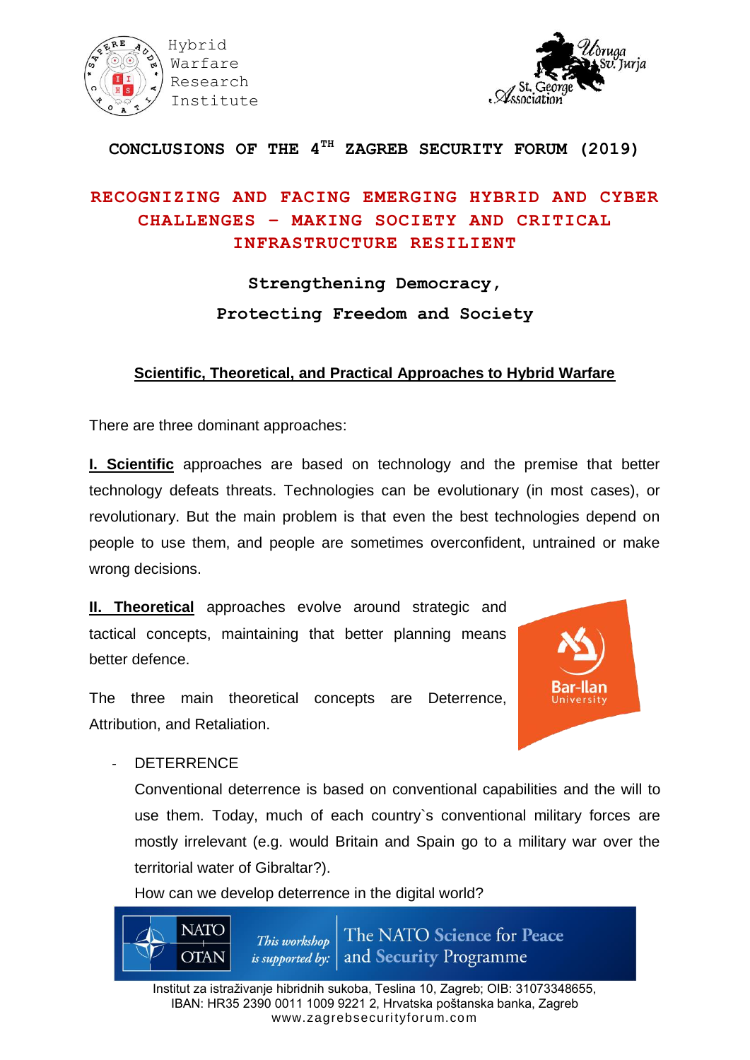Hybrid Warfare Research Institute

St. George Association / Udruga Sv. Jurja

# CONCLUSIONS OF THE 4TH ZAGREB SECURITY FORUM (2019)

## RECOGNIZING AND FACING EMERGING HYBRID AND CYBER CHALLENGES – MAKING SOCIETY AND CRITICAL INFRASTRUCTURE RESILIENT

**Strengthening Democracy,**

**Protecting Freedom and Society**

### Scientific, Theoretical, and Practical Approaches to Hybrid Warfare

There are three dominant approaches:

**I. Scientific** approaches are based on technology and the premise that better technology defeats threats. Technologies can be evolutionary (in most cases), or revolutionary. But the main problem is that even the best technologies depend on people to use them, and people are sometimes overconfident, untrained or make wrong decisions.

**II. Theoretical** approaches evolve around strategic and tactical concepts, maintaining that better planning means better defence.

Bar-Ilan University

The three main theoretical concepts are Deterrence, Attribution, and Retaliation.

- DETERRENCE

  Conventional deterrence is based on conventional capabilities and the will to use them. Today, much of each country`s conventional military forces are mostly irrelevant (e.g. would Britain and Spain go to a military war over the territorial water of Gibraltar?).

  How can we develop deterrence in the digital world?

NATO OTAN — This workshop is supported by: The NATO Science for Peace and Security Programme

Institut za istraživanje hibridnih sukoba, Teslina 10, Zagreb; OIB: 31073348655,
IBAN: HR35 2390 0011 1009 9221 2, Hrvatska poštanska banka, Zagreb
www.zagrebsecurityforum.com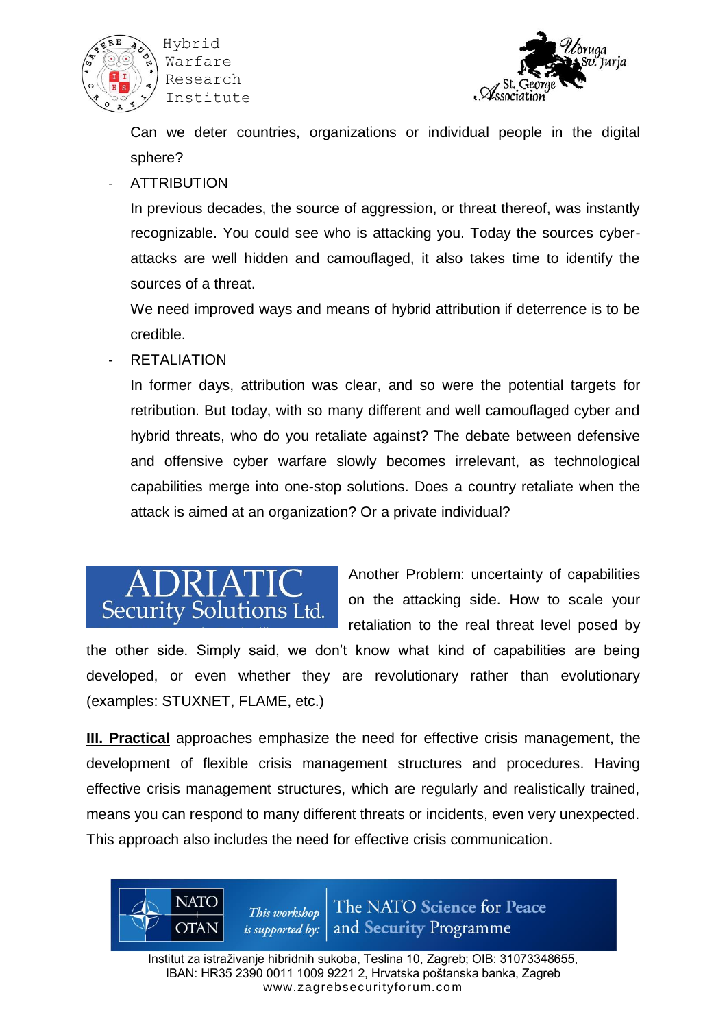Can we deter countries, organizations or individual people in the digital sphere?

- ATTRIBUTION

  In previous decades, the source of aggression, or threat thereof, was instantly recognizable. You could see who is attacking you. Today the sources cyber-attacks are well hidden and camouflaged, it also takes time to identify the sources of a threat.

  We need improved ways and means of hybrid attribution if deterrence is to be credible.

- RETALIATION

  In former days, attribution was clear, and so were the potential targets for retribution. But today, with so many different and well camouflaged cyber and hybrid threats, who do you retaliate against? The debate between defensive and offensive cyber warfare slowly becomes irrelevant, as technological capabilities merge into one-stop solutions. Does a country retaliate when the attack is aimed at an organization? Or a private individual?

Another Problem: uncertainty of capabilities on the attacking side. How to scale your retaliation to the real threat level posed by the other side. Simply said, we don't know what kind of capabilities are being developed, or even whether they are revolutionary rather than evolutionary (examples: STUXNET, FLAME, etc.)

**III. Practical** approaches emphasize the need for effective crisis management, the development of flexible crisis management structures and procedures. Having effective crisis management structures, which are regularly and realistically trained, means you can respond to many different threats or incidents, even very unexpected. This approach also includes the need for effective crisis communication.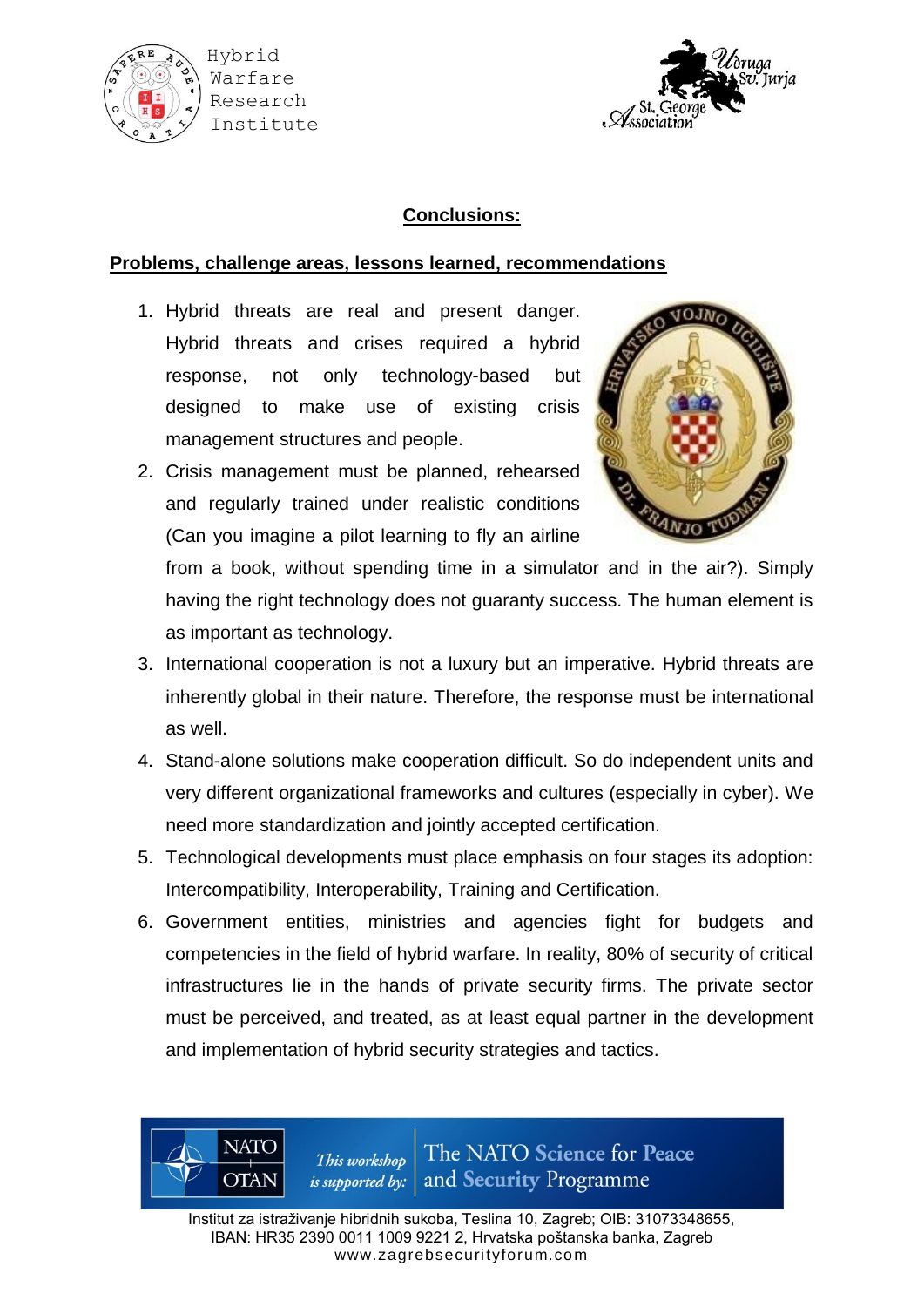## Conclusions:

### Problems, challenge areas, lessons learned, recommendations

1. Hybrid threats are real and present danger. Hybrid threats and crises required a hybrid response, not only technology-based but designed to make use of existing crisis management structures and people.
2. Crisis management must be planned, rehearsed and regularly trained under realistic conditions (Can you imagine a pilot learning to fly an airline from a book, without spending time in a simulator and in the air?). Simply having the right technology does not guaranty success. The human element is as important as technology.
3. International cooperation is not a luxury but an imperative. Hybrid threats are inherently global in their nature. Therefore, the response must be international as well.
4. Stand-alone solutions make cooperation difficult. So do independent units and very different organizational frameworks and cultures (especially in cyber). We need more standardization and jointly accepted certification.
5. Technological developments must place emphasis on four stages its adoption: Intercompatibility, Interoperability, Training and Certification.
6. Government entities, ministries and agencies fight for budgets and competencies in the field of hybrid warfare. In reality, 80% of security of critical infrastructures lie in the hands of private security firms. The private sector must be perceived, and treated, as at least equal partner in the development and implementation of hybrid security strategies and tactics.

NATO OTAN — *This workshop is supported by:* The NATO Science for Peace and Security Programme

Institut za istraživanje hibridnih sukoba, Teslina 10, Zagreb; OIB: 31073348655,
IBAN: HR35 2390 0011 1009 9221 2, Hrvatska poštanska banka, Zagreb
www.zagrebsecurityforum.com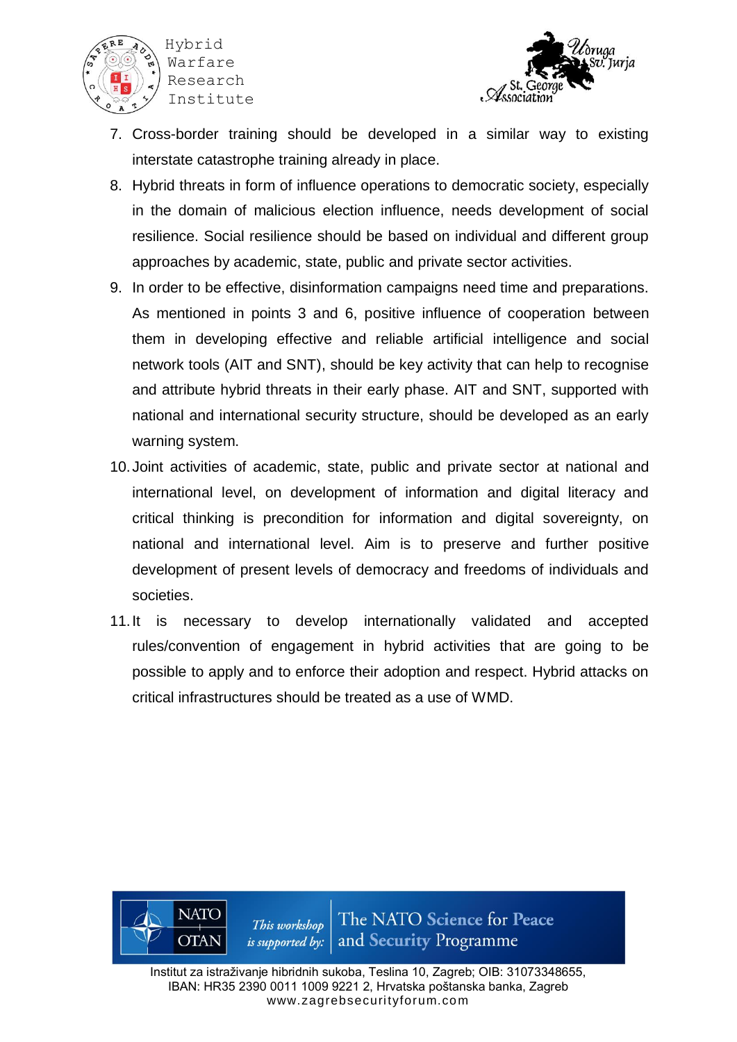7. Cross-border training should be developed in a similar way to existing interstate catastrophe training already in place.
8. Hybrid threats in form of influence operations to democratic society, especially in the domain of malicious election influence, needs development of social resilience. Social resilience should be based on individual and different group approaches by academic, state, public and private sector activities.
9. In order to be effective, disinformation campaigns need time and preparations. As mentioned in points 3 and 6, positive influence of cooperation between them in developing effective and reliable artificial intelligence and social network tools (AIT and SNT), should be key activity that can help to recognise and attribute hybrid threats in their early phase. AIT and SNT, supported with national and international security structure, should be developed as an early warning system.
10. Joint activities of academic, state, public and private sector at national and international level, on development of information and digital literacy and critical thinking is precondition for information and digital sovereignty, on national and international level. Aim is to preserve and further positive development of present levels of democracy and freedoms of individuals and societies.
11. It is necessary to develop internationally validated and accepted rules/convention of engagement in hybrid activities that are going to be possible to apply and to enforce their adoption and respect. Hybrid attacks on critical infrastructures should be treated as a use of WMD.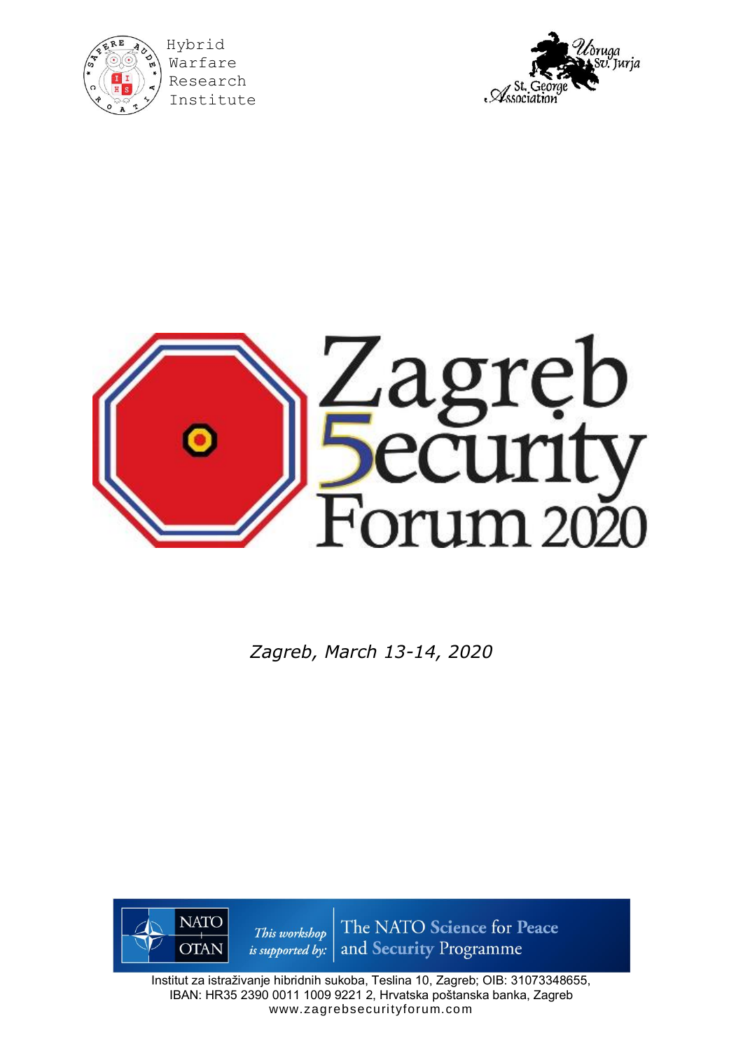Hybrid Warfare Research Institute

St. George Association — Udruga Sv. Jurja

# Zagreb Security Forum 2020

*Zagreb, March 13-14, 2020*

NATO OTAN — *This workshop is supported by:* The NATO Science for Peace and Security Programme

Institut za istraživanje hibridnih sukoba, Teslina 10, Zagreb; OIB: 31073348655, IBAN: HR35 2390 0011 1009 9221 2, Hrvatska poštanska banka, Zagreb
www.zagrebsecurityforum.com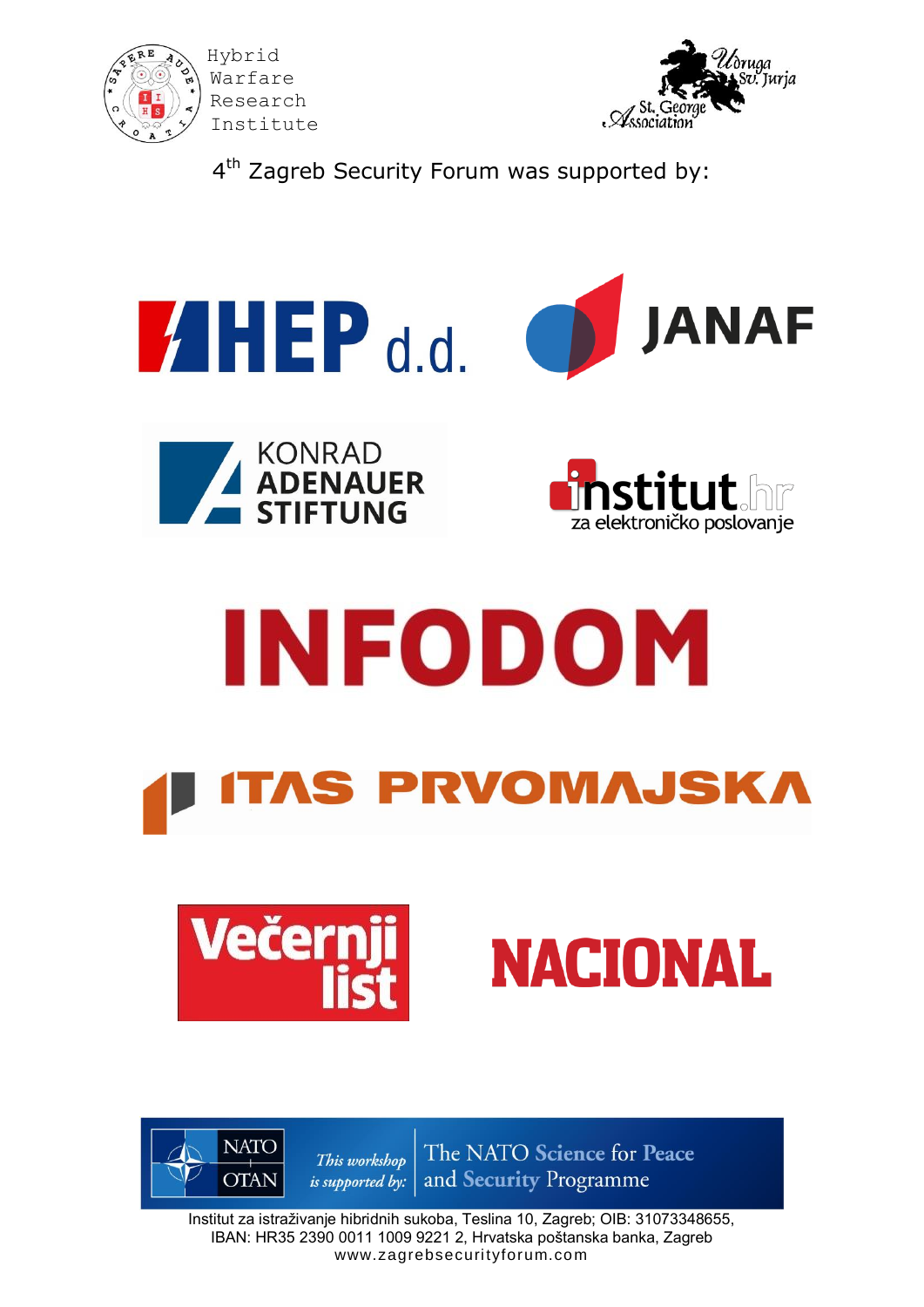Hybrid Warfare Research Institute

St. George Association / Udruga Sv. Jurja

4th Zagreb Security Forum was supported by:

HEP d.d.

JANAF

KONRAD ADENAUER STIFTUNG

institut.hr za elektroničko poslovanje

INFODOM

ITAS PRVOMAJSKA

Večernji list

NACIONAL

NATO OTAN — This workshop is supported by: The NATO Science for Peace and Security Programme

Institut za istraživanje hibridnih sukoba, Teslina 10, Zagreb; OIB: 31073348655, IBAN: HR35 2390 0011 1009 9221 2, Hrvatska poštanska banka, Zagreb
www.zagrebsecurityforum.com